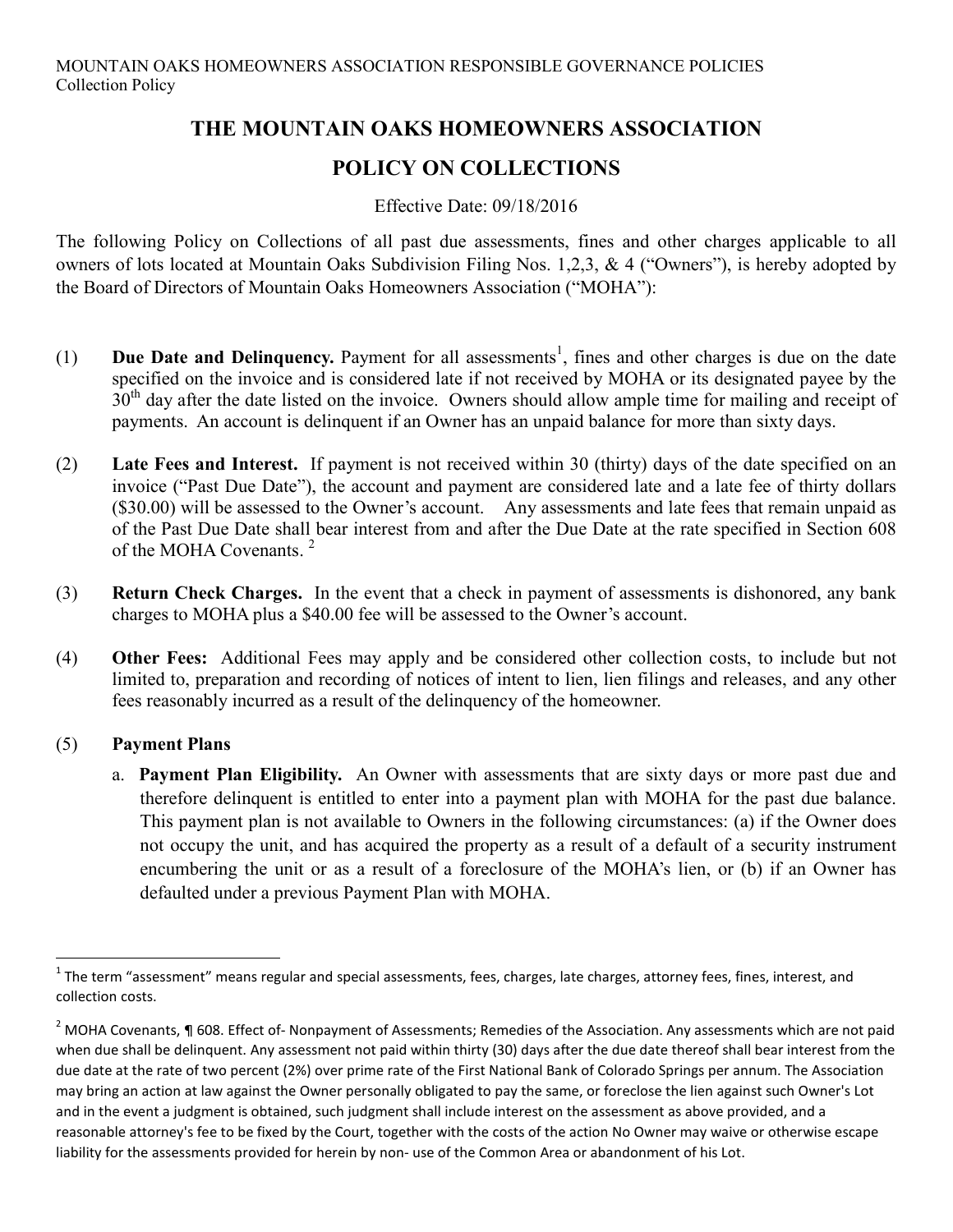# THE MOUNTAIN OAKS HOMEOWNERS ASSOCIATION

# POLICY ON COLLECTIONS

Effective Date: 09/18/2016

The following Policy on Collections of all past due assessments, fines and other charges applicable to all owners of lots located at Mountain Oaks Subdivision Filing Nos. 1,2,3, & 4 ("Owners"), is hereby adopted by the Board of Directors of Mountain Oaks Homeowners Association ("MOHA"):

(1) **Due Date and Delinquency.** Payment for all assessments[1], fines and other charges is due on the date specified on the invoice and is considered late if not received by MOHA or its designated payee by the 30th day after the date listed on the invoice. Owners should allow ample time for mailing and receipt of payments. An account is delinquent if an Owner has an unpaid balance for more than sixty days.

(2) **Late Fees and Interest.** If payment is not received within 30 (thirty) days of the date specified on an invoice ("Past Due Date"), the account and payment are considered late and a late fee of thirty dollars ($30.00) will be assessed to the Owner's account. Any assessments and late fees that remain unpaid as of the Past Due Date shall bear interest from and after the Due Date at the rate specified in Section 608 of the MOHA Covenants. [2]

(3) **Return Check Charges.** In the event that a check in payment of assessments is dishonored, any bank charges to MOHA plus a $40.00 fee will be assessed to the Owner's account.

(4) **Other Fees:** Additional Fees may apply and be considered other collection costs, to include but not limited to, preparation and recording of notices of intent to lien, lien filings and releases, and any other fees reasonably incurred as a result of the delinquency of the homeowner.

(5) **Payment Plans**

a. **Payment Plan Eligibility.** An Owner with assessments that are sixty days or more past due and therefore delinquent is entitled to enter into a payment plan with MOHA for the past due balance. This payment plan is not available to Owners in the following circumstances: (a) if the Owner does not occupy the unit, and has acquired the property as a result of a default of a security instrument encumbering the unit or as a result of a foreclosure of the MOHA's lien, or (b) if an Owner has defaulted under a previous Payment Plan with MOHA.

---

[1] The term "assessment" means regular and special assessments, fees, charges, late charges, attorney fees, fines, interest, and collection costs.

[2] MOHA Covenants, ¶ 608. Effect of- Nonpayment of Assessments; Remedies of the Association. Any assessments which are not paid when due shall be delinquent. Any assessment not paid within thirty (30) days after the due date thereof shall bear interest from the due date at the rate of two percent (2%) over prime rate of the First National Bank of Colorado Springs per annum. The Association may bring an action at law against the Owner personally obligated to pay the same, or foreclose the lien against such Owner's Lot and in the event a judgment is obtained, such judgment shall include interest on the assessment as above provided, and a reasonable attorney's fee to be fixed by the Court, together with the costs of the action No Owner may waive or otherwise escape liability for the assessments provided for herein by non- use of the Common Area or abandonment of his Lot.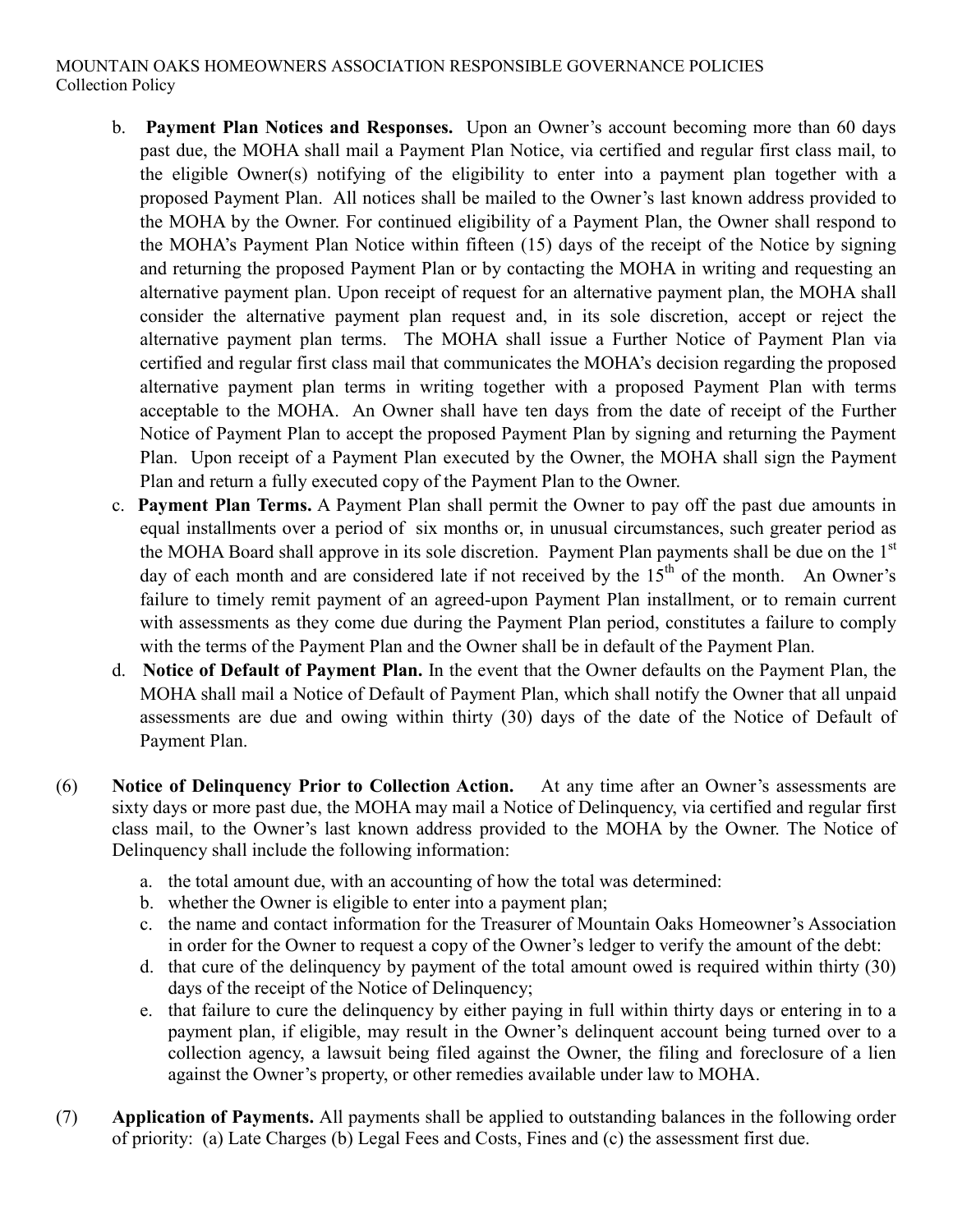b. **Payment Plan Notices and Responses.** Upon an Owner's account becoming more than 60 days past due, the MOHA shall mail a Payment Plan Notice, via certified and regular first class mail, to the eligible Owner(s) notifying of the eligibility to enter into a payment plan together with a proposed Payment Plan. All notices shall be mailed to the Owner's last known address provided to the MOHA by the Owner. For continued eligibility of a Payment Plan, the Owner shall respond to the MOHA's Payment Plan Notice within fifteen (15) days of the receipt of the Notice by signing and returning the proposed Payment Plan or by contacting the MOHA in writing and requesting an alternative payment plan. Upon receipt of request for an alternative payment plan, the MOHA shall consider the alternative payment plan request and, in its sole discretion, accept or reject the alternative payment plan terms. The MOHA shall issue a Further Notice of Payment Plan via certified and regular first class mail that communicates the MOHA's decision regarding the proposed alternative payment plan terms in writing together with a proposed Payment Plan with terms acceptable to the MOHA. An Owner shall have ten days from the date of receipt of the Further Notice of Payment Plan to accept the proposed Payment Plan by signing and returning the Payment Plan. Upon receipt of a Payment Plan executed by the Owner, the MOHA shall sign the Payment Plan and return a fully executed copy of the Payment Plan to the Owner.

c. **Payment Plan Terms.** A Payment Plan shall permit the Owner to pay off the past due amounts in equal installments over a period of six months or, in unusual circumstances, such greater period as the MOHA Board shall approve in its sole discretion. Payment Plan payments shall be due on the 1st day of each month and are considered late if not received by the 15th of the month. An Owner's failure to timely remit payment of an agreed-upon Payment Plan installment, or to remain current with assessments as they come due during the Payment Plan period, constitutes a failure to comply with the terms of the Payment Plan and the Owner shall be in default of the Payment Plan.

d. **Notice of Default of Payment Plan.** In the event that the Owner defaults on the Payment Plan, the MOHA shall mail a Notice of Default of Payment Plan, which shall notify the Owner that all unpaid assessments are due and owing within thirty (30) days of the date of the Notice of Default of Payment Plan.

(6) **Notice of Delinquency Prior to Collection Action.** At any time after an Owner's assessments are sixty days or more past due, the MOHA may mail a Notice of Delinquency, via certified and regular first class mail, to the Owner's last known address provided to the MOHA by the Owner. The Notice of Delinquency shall include the following information:

a. the total amount due, with an accounting of how the total was determined:
b. whether the Owner is eligible to enter into a payment plan;
c. the name and contact information for the Treasurer of Mountain Oaks Homeowner's Association in order for the Owner to request a copy of the Owner's ledger to verify the amount of the debt:
d. that cure of the delinquency by payment of the total amount owed is required within thirty (30) days of the receipt of the Notice of Delinquency;
e. that failure to cure the delinquency by either paying in full within thirty days or entering in to a payment plan, if eligible, may result in the Owner's delinquent account being turned over to a collection agency, a lawsuit being filed against the Owner, the filing and foreclosure of a lien against the Owner's property, or other remedies available under law to MOHA.

(7) **Application of Payments.** All payments shall be applied to outstanding balances in the following order of priority: (a) Late Charges (b) Legal Fees and Costs, Fines and (c) the assessment first due.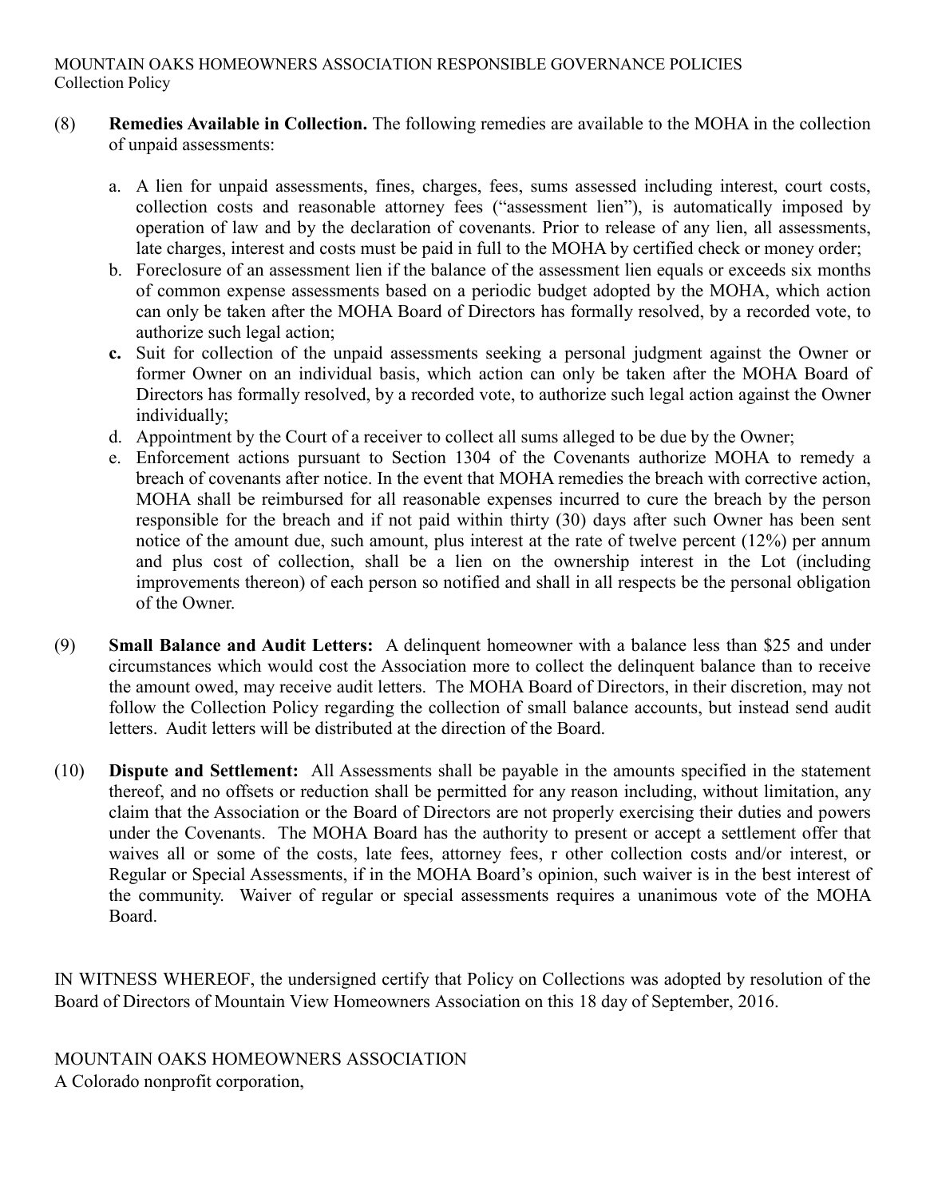(8) **Remedies Available in Collection.** The following remedies are available to the MOHA in the collection of unpaid assessments:

a. A lien for unpaid assessments, fines, charges, fees, sums assessed including interest, court costs, collection costs and reasonable attorney fees ("assessment lien"), is automatically imposed by operation of law and by the declaration of covenants. Prior to release of any lien, all assessments, late charges, interest and costs must be paid in full to the MOHA by certified check or money order;

b. Foreclosure of an assessment lien if the balance of the assessment lien equals or exceeds six months of common expense assessments based on a periodic budget adopted by the MOHA, which action can only be taken after the MOHA Board of Directors has formally resolved, by a recorded vote, to authorize such legal action;

**c.** Suit for collection of the unpaid assessments seeking a personal judgment against the Owner or former Owner on an individual basis, which action can only be taken after the MOHA Board of Directors has formally resolved, by a recorded vote, to authorize such legal action against the Owner individually;

d. Appointment by the Court of a receiver to collect all sums alleged to be due by the Owner;

e. Enforcement actions pursuant to Section 1304 of the Covenants authorize MOHA to remedy a breach of covenants after notice. In the event that MOHA remedies the breach with corrective action, MOHA shall be reimbursed for all reasonable expenses incurred to cure the breach by the person responsible for the breach and if not paid within thirty (30) days after such Owner has been sent notice of the amount due, such amount, plus interest at the rate of twelve percent (12%) per annum and plus cost of collection, shall be a lien on the ownership interest in the Lot (including improvements thereon) of each person so notified and shall in all respects be the personal obligation of the Owner.

(9) **Small Balance and Audit Letters:** A delinquent homeowner with a balance less than $25 and under circumstances which would cost the Association more to collect the delinquent balance than to receive the amount owed, may receive audit letters. The MOHA Board of Directors, in their discretion, may not follow the Collection Policy regarding the collection of small balance accounts, but instead send audit letters. Audit letters will be distributed at the direction of the Board.

(10) **Dispute and Settlement:** All Assessments shall be payable in the amounts specified in the statement thereof, and no offsets or reduction shall be permitted for any reason including, without limitation, any claim that the Association or the Board of Directors are not properly exercising their duties and powers under the Covenants. The MOHA Board has the authority to present or accept a settlement offer that waives all or some of the costs, late fees, attorney fees, r other collection costs and/or interest, or Regular or Special Assessments, if in the MOHA Board's opinion, such waiver is in the best interest of the community. Waiver of regular or special assessments requires a unanimous vote of the MOHA Board.

IN WITNESS WHEREOF, the undersigned certify that Policy on Collections was adopted by resolution of the Board of Directors of Mountain View Homeowners Association on this 18 day of September, 2016.

MOUNTAIN OAKS HOMEOWNERS ASSOCIATION
A Colorado nonprofit corporation,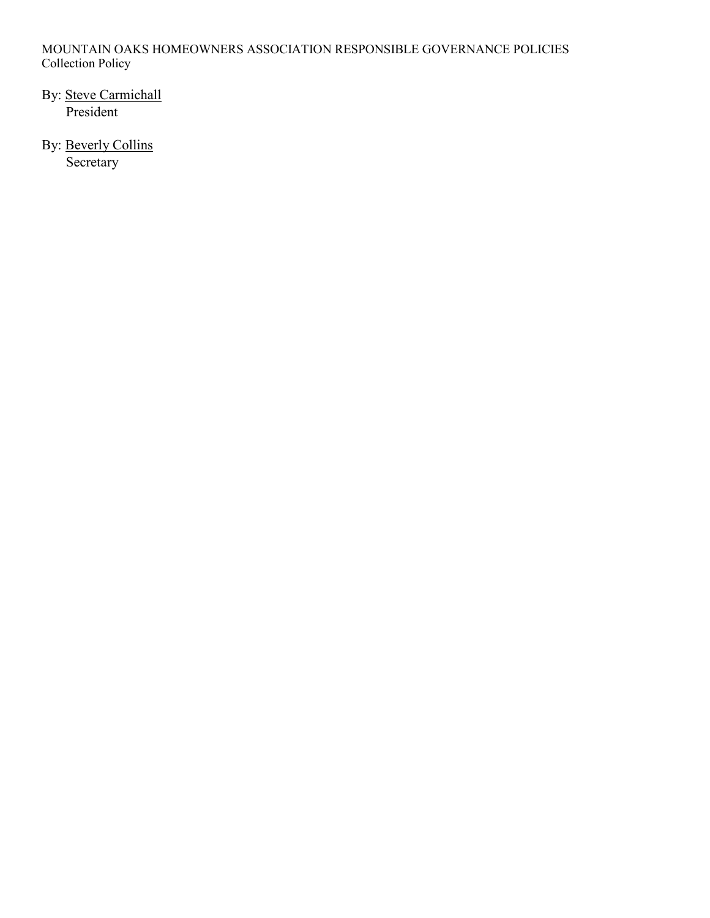By: <u>Steve Carmichall</u>
President

By: <u>Beverly Collins</u>
Secretary